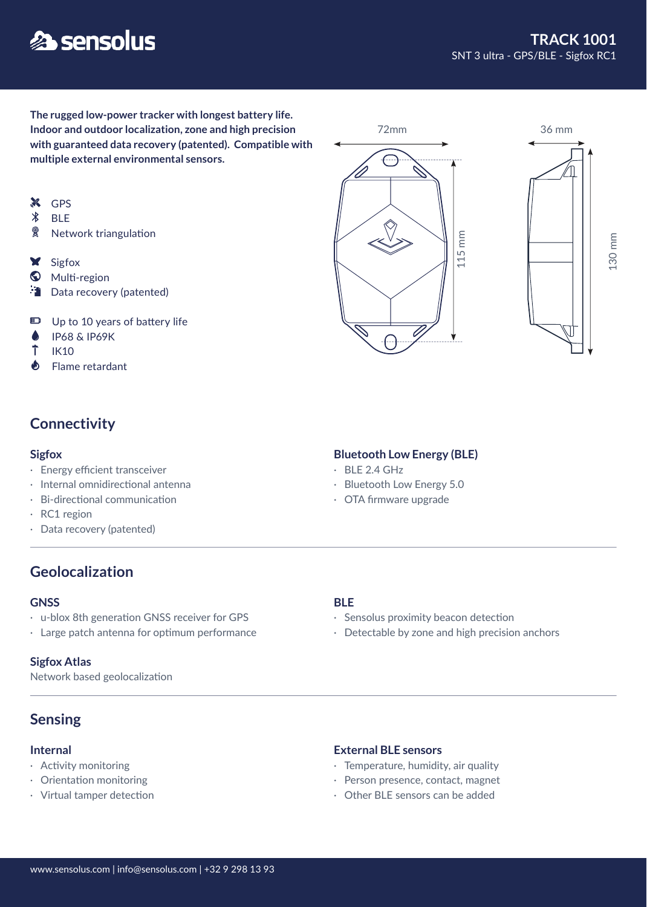# TRACK 1001

SNT 3 ultra - GPS/BLE - Sigfox RC1

**The rugged low-power tracker with longest battery life. Indoor and outdoor localization, zone and high precision with guaranteed data recovery (patented). Compatible with multiple external environmental sensors.**

- GPS
- BLE
- Network triangulation

- Sigfox
- Multi-region
- Data recovery (patented)

- Up to 10 years of battery life
- IP68 & IP69K
- IK10
- Flame retardant

72mm  
36 mm  
115 mm  
130 mm

## Connectivity

### Sigfox

- Energy efficient transceiver
- Internal omnidirectional antenna
- Bi-directional communication
- RC1 region
- Data recovery (patented)

### Bluetooth Low Energy (BLE)

- BLE 2.4 GHz
- Bluetooth Low Energy 5.0
- OTA firmware upgrade

## Geolocalization

### GNSS

- u-blox 8th generation GNSS receiver for GPS
- Large patch antenna for optimum performance

### Sigfox Atlas

Network based geolocalization

### BLE

- Sensolus proximity beacon detection
- Detectable by zone and high precision anchors

## Sensing

### Internal

- Activity monitoring
- Orientation monitoring
- Virtual tamper detection

### External BLE sensors

- Temperature, humidity, air quality
- Person presence, contact, magnet
- Other BLE sensors can be added

www.sensolus.com | info@sensolus.com | +32 9 298 13 93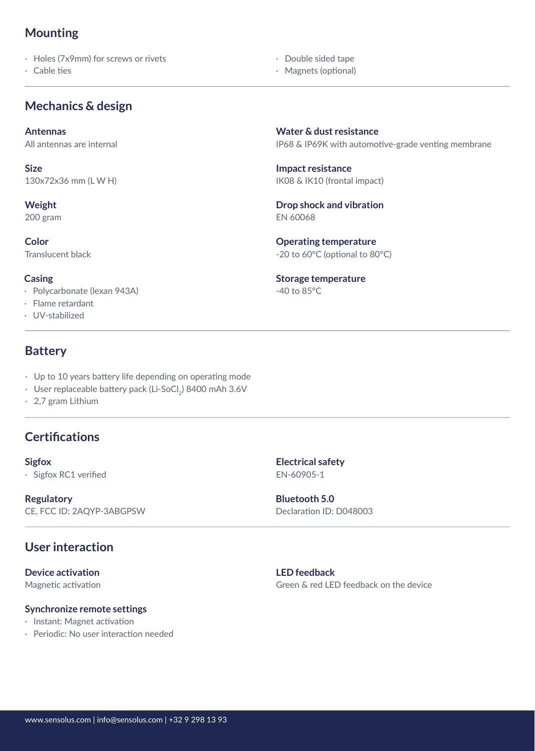## Mounting

- Holes (7x9mm) for screws or rivets
- Cable ties
- Double sided tape
- Magnets (optional)

## Mechanics & design

### Antennas
All antennas are internal

### Size
130x72x36 mm (L W H)

### Weight
200 gram

### Color
Translucent black

### Casing
- Polycarbonate (lexan 943A)
- Flame retardant
- UV-stabilized

### Water & dust resistance
IP68 & IP69K with automotive-grade venting membrane

### Impact resistance
IK08 & IK10 (frontal impact)

### Drop shock and vibration
EN 60068

### Operating temperature
-20 to 60°C (optional to 80°C)

### Storage temperature
-40 to 85°C

## Battery

- Up to 10 years battery life depending on operating mode
- User replaceable battery pack (Li-$SoCl_2$) 8400 mAh 3.6V
- 2,7 gram Lithium

## Certifications

### Sigfox
- Sigfox RC1 verified

### Regulatory
CE, FCC ID: 2AQYP-3ABGPSW

### Electrical safety
EN-60905-1

### Bluetooth 5.0
Declaration ID: D048003

## User interaction

### Device activation
Magnetic activation

### Synchronize remote settings
- Instant: Magnet activation
- Periodic: No user interaction needed

### LED feedback
Green & red LED feedback on the device

www.sensolus.com | info@sensolus.com | +32 9 298 13 93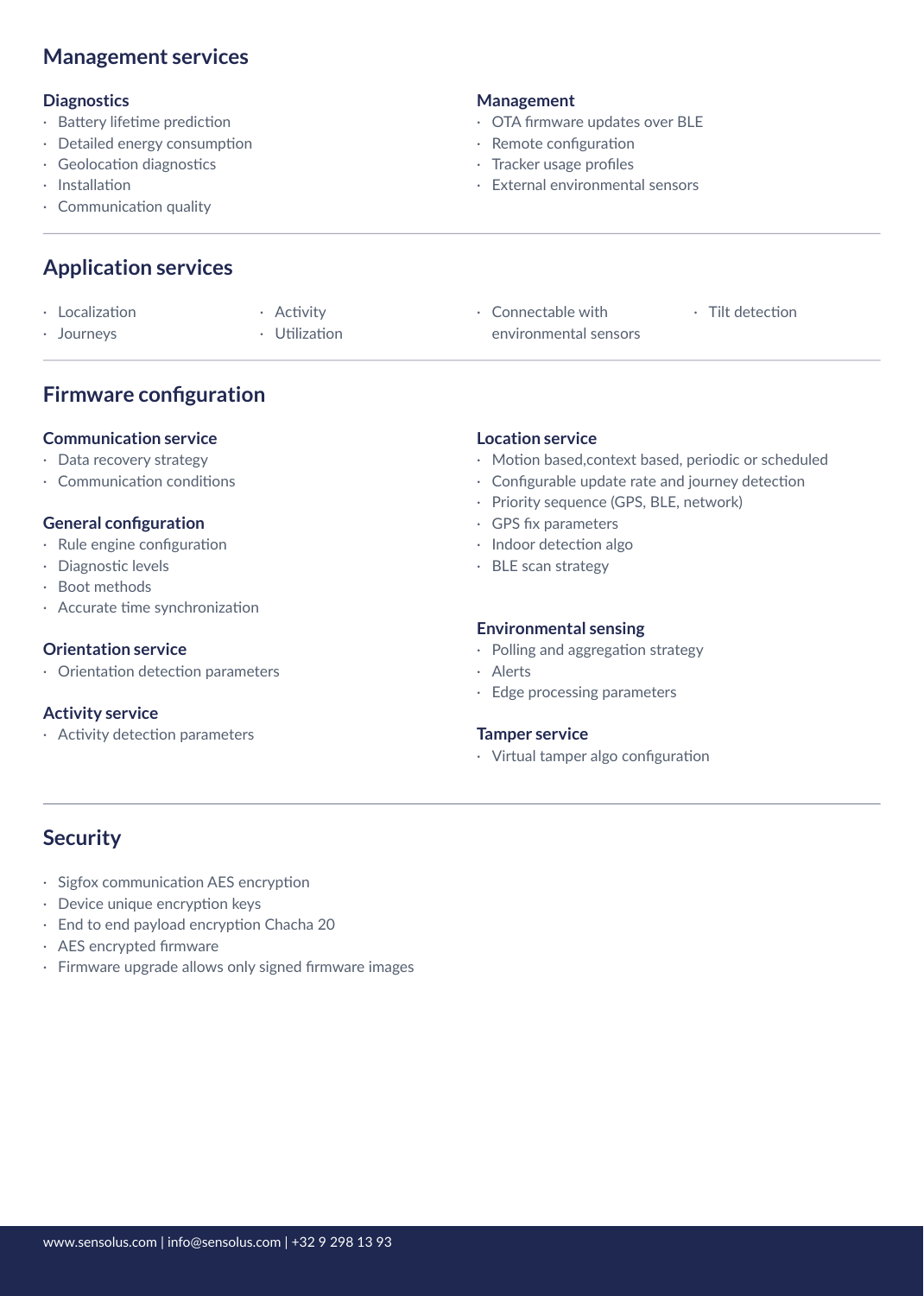## Management services

### Diagnostics

- Battery lifetime prediction
- Detailed energy consumption
- Geolocation diagnostics
- Installation
- Communication quality

### Management

- OTA firmware updates over BLE
- Remote configuration
- Tracker usage profiles
- External environmental sensors

## Application services

- Localization
- Journeys
- Activity
- Utilization
- Connectable with environmental sensors
- Tilt detection

## Firmware configuration

### Communication service

- Data recovery strategy
- Communication conditions

### General configuration

- Rule engine configuration
- Diagnostic levels
- Boot methods
- Accurate time synchronization

### Orientation service

- Orientation detection parameters

### Activity service

- Activity detection parameters

### Location service

- Motion based,context based, periodic or scheduled
- Configurable update rate and journey detection
- Priority sequence (GPS, BLE, network)
- GPS fix parameters
- Indoor detection algo
- BLE scan strategy

### Environmental sensing

- Polling and aggregation strategy
- Alerts
- Edge processing parameters

### Tamper service

- Virtual tamper algo configuration

## Security

- Sigfox communication AES encryption
- Device unique encryption keys
- End to end payload encryption Chacha 20
- AES encrypted firmware
- Firmware upgrade allows only signed firmware images

www.sensolus.com | info@sensolus.com | +32 9 298 13 93